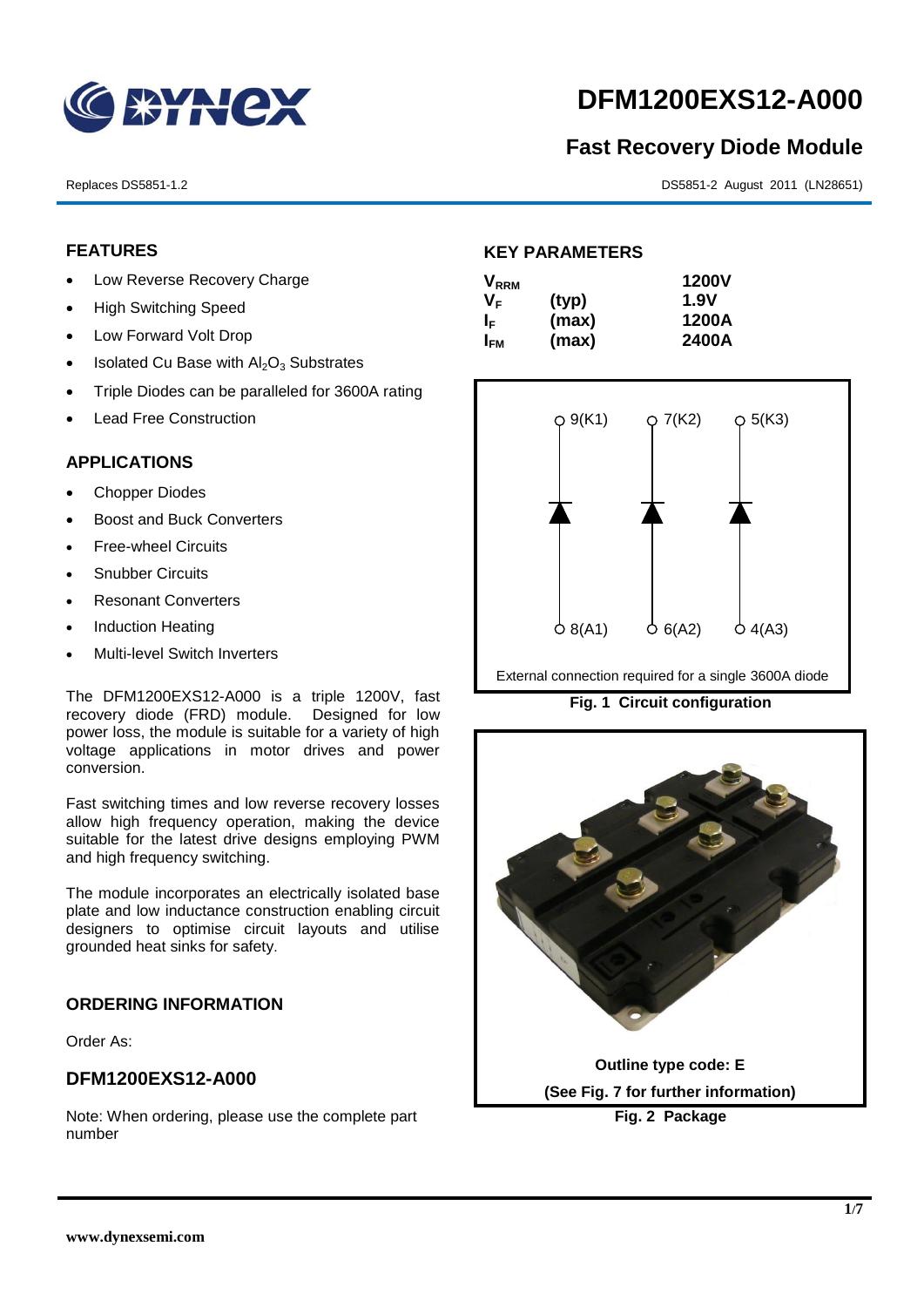# DFM1200EXS12-A000

## Fast Recovery Diode Module

Replaces DS5851-1.2

DS5851-2 August 2011 (LN28651)

### FEATURES

- Low Reverse Recovery Charge
- High Switching Speed
- Low Forward Volt Drop
- Isolated Cu Base with $Al_2O_3$ Substrates
- Triple Diodes can be paralleled for 3600A rating
- Lead Free Construction

### APPLICATIONS

- Chopper Diodes
- Boost and Buck Converters
- Free-wheel Circuits
- Snubber Circuits
- Resonant Converters
- Induction Heating
- Multi-level Switch Inverters

The DFM1200EXS12-A000 is a triple 1200V, fast recovery diode (FRD) module. Designed for low power loss, the module is suitable for a variety of high voltage applications in motor drives and power conversion.

Fast switching times and low reverse recovery losses allow high frequency operation, making the device suitable for the latest drive designs employing PWM and high frequency switching.

The module incorporates an electrically isolated base plate and low inductance construction enabling circuit designers to optimise circuit layouts and utilise grounded heat sinks for safety.

### ORDERING INFORMATION

Order As:

### DFM1200EXS12-A000

Note: When ordering, please use the complete part number

### KEY PARAMETERS

| | | |
|---|---|---|
| $V_{RRM}$ | | **1200V** |
| $V_F$ | **(typ)** | **1.9V** |
| $I_F$ | **(max)** | **1200A** |
| $I_{FM}$ | **(max)** | **2400A** |

9(K1) 7(K2) 5(K3)

8(A1) 6(A2) 4(A3)

External connection required for a single 3600A diode

**Fig. 1 Circuit configuration**

**Outline type code: E**

**(See Fig. 7 for further information)**

**Fig. 2 Package**

www.dynexsemi.com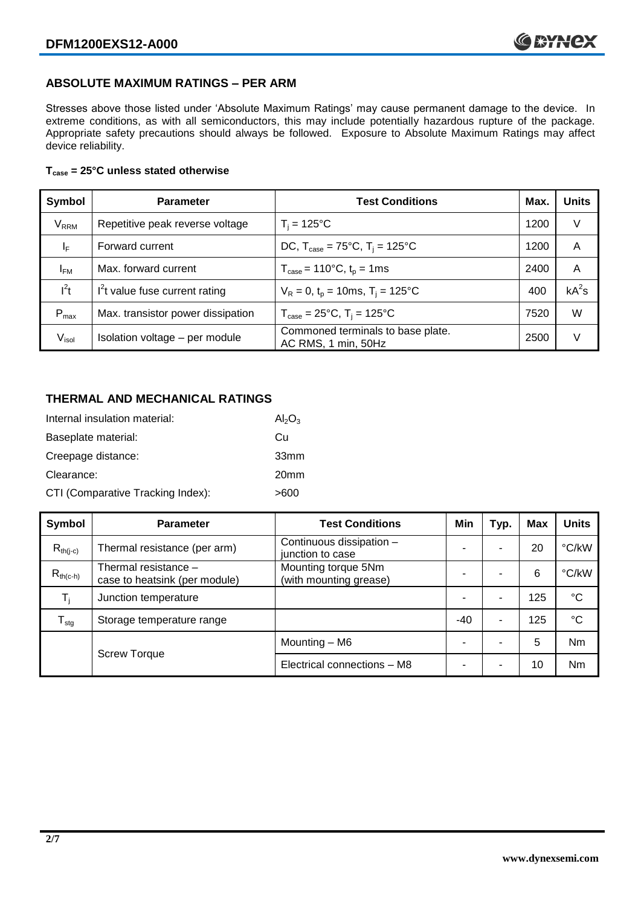## ABSOLUTE MAXIMUM RATINGS – PER ARM

Stresses above those listed under 'Absolute Maximum Ratings' may cause permanent damage to the device. In extreme conditions, as with all semiconductors, this may include potentially hazardous rupture of the package. Appropriate safety precautions should always be followed. Exposure to Absolute Maximum Ratings may affect device reliability.

**$T_{case}$ = 25°C unless stated otherwise**

| Symbol | Parameter | Test Conditions | Max. | Units |
|---|---|---|---|---|
| $V_{RRM}$ | Repetitive peak reverse voltage | $T_j$ = 125°C | 1200 | V |
| $I_F$ | Forward current | DC, $T_{case}$ = 75°C, $T_j$ = 125°C | 1200 | A |
| $I_{FM}$ | Max. forward current | $T_{case}$ = 110°C, $t_p$ = 1ms | 2400 | A |
| $I^2t$ | $I^2t$ value fuse current rating | $V_R$ = 0, $t_p$ = 10ms, $T_j$ = 125°C | 400 | $kA^2s$ |
| $P_{max}$ | Max. transistor power dissipation | $T_{case}$ = 25°C, $T_j$ = 125°C | 7520 | W |
| $V_{isol}$ | Isolation voltage – per module | Commoned terminals to base plate. AC RMS, 1 min, 50Hz | 2500 | V |

## THERMAL AND MECHANICAL RATINGS

Internal insulation material: $Al_2O_3$

Baseplate material: Cu

Creepage distance: 33mm

Clearance: 20mm

CTI (Comparative Tracking Index): >600

| Symbol | Parameter | Test Conditions | Min | Typ. | Max | Units |
|---|---|---|---|---|---|---|
| $R_{th(j-c)}$ | Thermal resistance (per arm) | Continuous dissipation – junction to case | - | - | 20 | °C/kW |
| $R_{th(c-h)}$ | Thermal resistance – case to heatsink (per module) | Mounting torque 5Nm (with mounting grease) | - | - | 6 | °C/kW |
| $T_j$ | Junction temperature | | - | - | 125 | °C |
| $T_{stg}$ | Storage temperature range | | -40 | - | 125 | °C |
| | Screw Torque | Mounting – M6 | - | - | 5 | Nm |
| | | Electrical connections – M8 | - | - | 10 | Nm |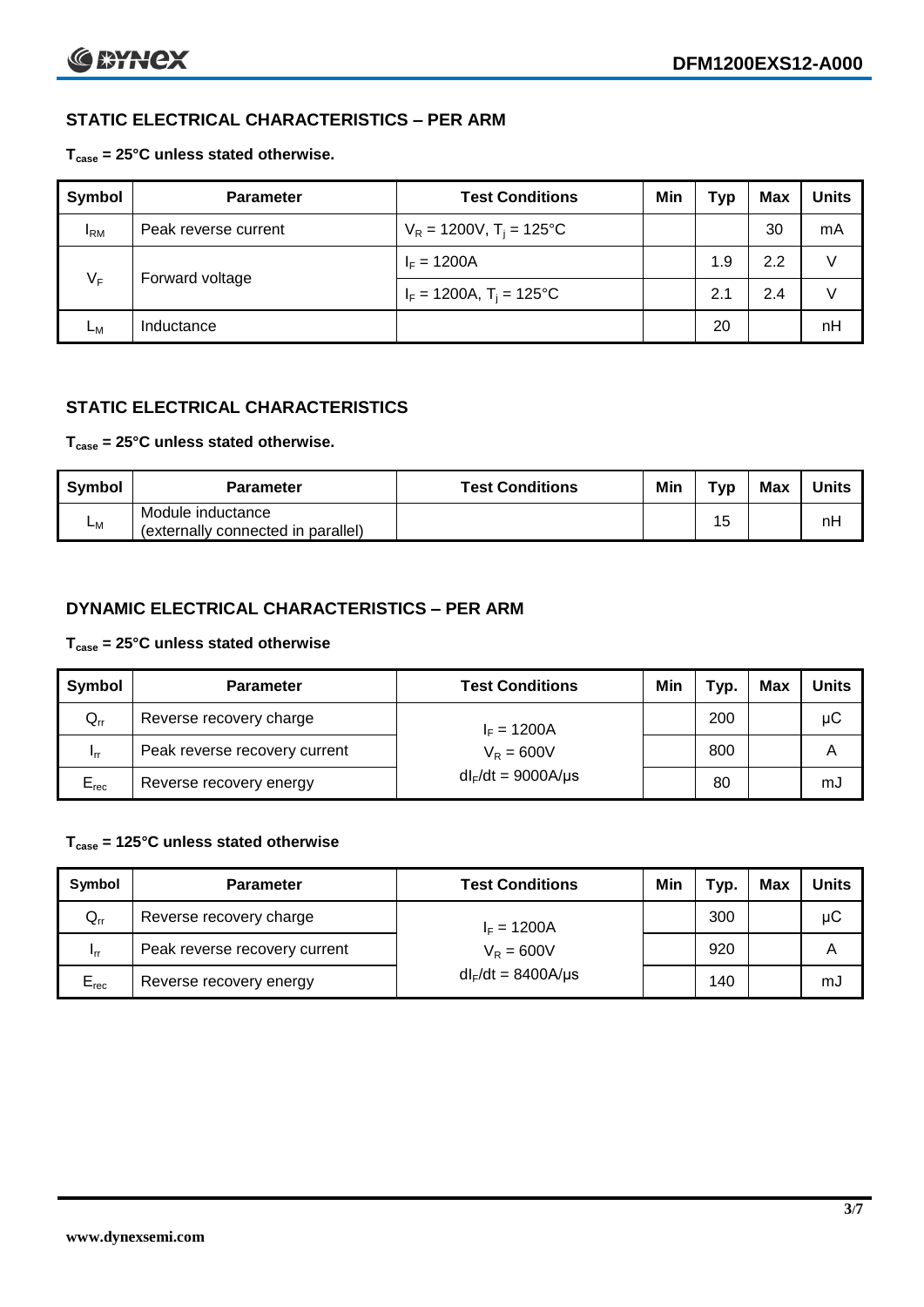## STATIC ELECTRICAL CHARACTERISTICS – PER ARM

**$T_{case}$ = 25°C unless stated otherwise.**

| Symbol | Parameter | Test Conditions | Min | Typ | Max | Units |
|---|---|---|---|---|---|---|
| $I_{RM}$ | Peak reverse current | $V_R$ = 1200V, $T_j$ = 125°C | | | 30 | mA |
| $V_F$ | Forward voltage | $I_F$ = 1200A | | 1.9 | 2.2 | V |
| | | $I_F$ = 1200A, $T_j$ = 125°C | | 2.1 | 2.4 | V |
| $L_M$ | Inductance | | | 20 | | nH |

## STATIC ELECTRICAL CHARACTERISTICS

**$T_{case}$ = 25°C unless stated otherwise.**

| Symbol | Parameter | Test Conditions | Min | Typ | Max | Units |
|---|---|---|---|---|---|---|
| $L_M$ | Module inductance (externally connected in parallel) | | | 15 | | nH |

## DYNAMIC ELECTRICAL CHARACTERISTICS – PER ARM

**$T_{case}$ = 25°C unless stated otherwise**

| Symbol | Parameter | Test Conditions | Min | Typ. | Max | Units |
|---|---|---|---|---|---|---|
| $Q_{rr}$ | Reverse recovery charge | $I_F$ = 1200A | | 200 | | μC |
| $I_{rr}$ | Peak reverse recovery current | $V_R$ = 600V | | 800 | | A |
| $E_{rec}$ | Reverse recovery energy | $dI_F/dt$ = 9000A/μs | | 80 | | mJ |

**$T_{case}$ = 125°C unless stated otherwise**

| Symbol | Parameter | Test Conditions | Min | Typ. | Max | Units |
|---|---|---|---|---|---|---|
| $Q_{rr}$ | Reverse recovery charge | $I_F$ = 1200A | | 300 | | μC |
| $I_{rr}$ | Peak reverse recovery current | $V_R$ = 600V | | 920 | | A |
| $E_{rec}$ | Reverse recovery energy | $dI_F/dt$ = 8400A/μs | | 140 | | mJ |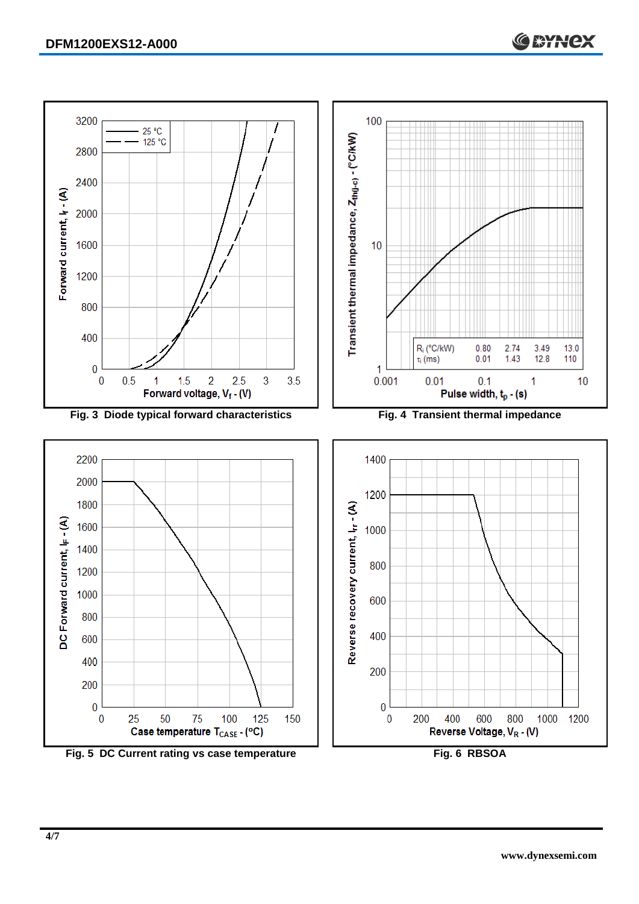Fig. 3  Diode typical forward characteristics

Fig. 4  Transient thermal impedance

| $R_i$ (°C/kW) | 0.80 | 2.74 | 3.49 | 13.0 |
|---|---|---|---|---|
| $\tau_i$ (ms) | 0.01 | 1.43 | 12.8 | 110 |

Fig. 5  DC Current rating vs case temperature

Fig. 6  RBSOA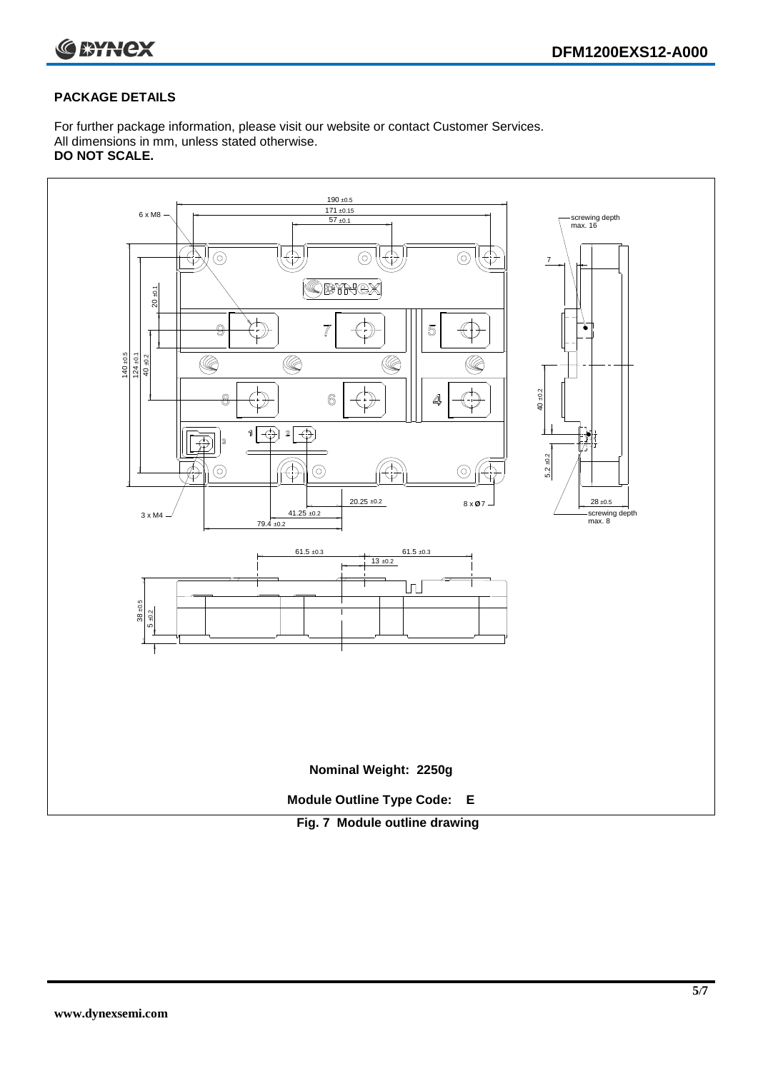## PACKAGE DETAILS

For further package information, please visit our website or contact Customer Services.
All dimensions in mm, unless stated otherwise.
**DO NOT SCALE.**

**Nominal Weight: 2250g**

**Module Outline Type Code: E**

**Fig. 7 Module outline drawing**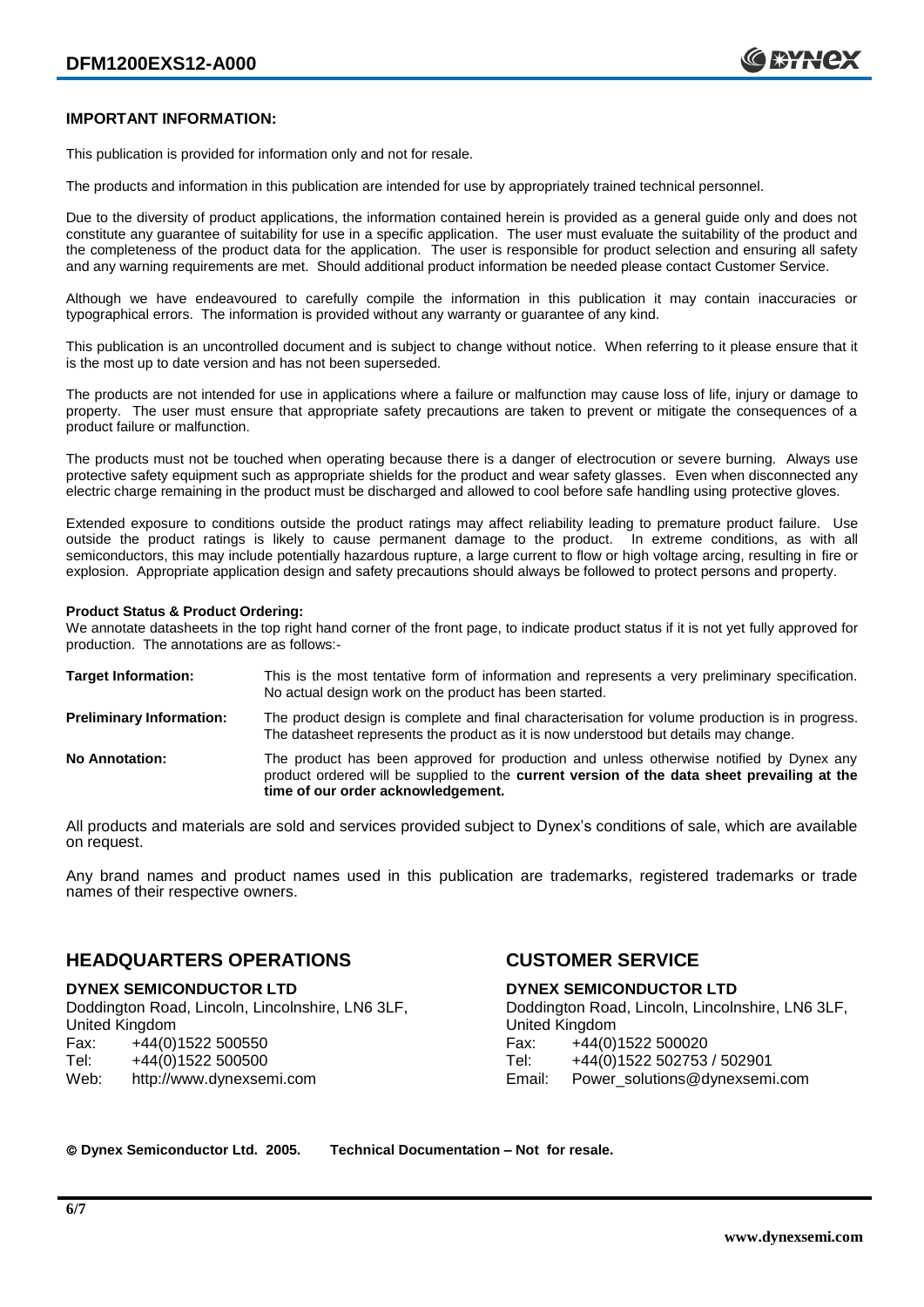**IMPORTANT INFORMATION:**

This publication is provided for information only and not for resale.

The products and information in this publication are intended for use by appropriately trained technical personnel.

Due to the diversity of product applications, the information contained herein is provided as a general guide only and does not constitute any guarantee of suitability for use in a specific application. The user must evaluate the suitability of the product and the completeness of the product data for the application. The user is responsible for product selection and ensuring all safety and any warning requirements are met. Should additional product information be needed please contact Customer Service.

Although we have endeavoured to carefully compile the information in this publication it may contain inaccuracies or typographical errors. The information is provided without any warranty or guarantee of any kind.

This publication is an uncontrolled document and is subject to change without notice. When referring to it please ensure that it is the most up to date version and has not been superseded.

The products are not intended for use in applications where a failure or malfunction may cause loss of life, injury or damage to property. The user must ensure that appropriate safety precautions are taken to prevent or mitigate the consequences of a product failure or malfunction.

The products must not be touched when operating because there is a danger of electrocution or severe burning. Always use protective safety equipment such as appropriate shields for the product and wear safety glasses. Even when disconnected any electric charge remaining in the product must be discharged and allowed to cool before safe handling using protective gloves.

Extended exposure to conditions outside the product ratings may affect reliability leading to premature product failure. Use outside the product ratings is likely to cause permanent damage to the product. In extreme conditions, as with all semiconductors, this may include potentially hazardous rupture, a large current to flow or high voltage arcing, resulting in fire or explosion. Appropriate application design and safety precautions should always be followed to protect persons and property.

**Product Status & Product Ordering:**

We annotate datasheets in the top right hand corner of the front page, to indicate product status if it is not yet fully approved for production. The annotations are as follows:-

| | |
|---|---|
| **Target Information:** | This is the most tentative form of information and represents a very preliminary specification. No actual design work on the product has been started. |
| **Preliminary Information:** | The product design is complete and final characterisation for volume production is in progress. The datasheet represents the product as it is now understood but details may change. |
| **No Annotation:** | The product has been approved for production and unless otherwise notified by Dynex any product ordered will be supplied to the **current version of the data sheet prevailing at the time of our order acknowledgement.** |

All products and materials are sold and services provided subject to Dynex's conditions of sale, which are available on request.

Any brand names and product names used in this publication are trademarks, registered trademarks or trade names of their respective owners.

## HEADQUARTERS OPERATIONS

**DYNEX SEMICONDUCTOR LTD**

Doddington Road, Lincoln, Lincolnshire, LN6 3LF,
United Kingdom
Fax: +44(0)1522 500550
Tel: +44(0)1522 500500
Web: http://www.dynexsemi.com

## CUSTOMER SERVICE

**DYNEX SEMICONDUCTOR LTD**

Doddington Road, Lincoln, Lincolnshire, LN6 3LF,
United Kingdom
Fax: +44(0)1522 500020
Tel: +44(0)1522 502753 / 502901
Email: Power_solutions@dynexsemi.com

**© Dynex Semiconductor Ltd. 2005. Technical Documentation – Not for resale.**